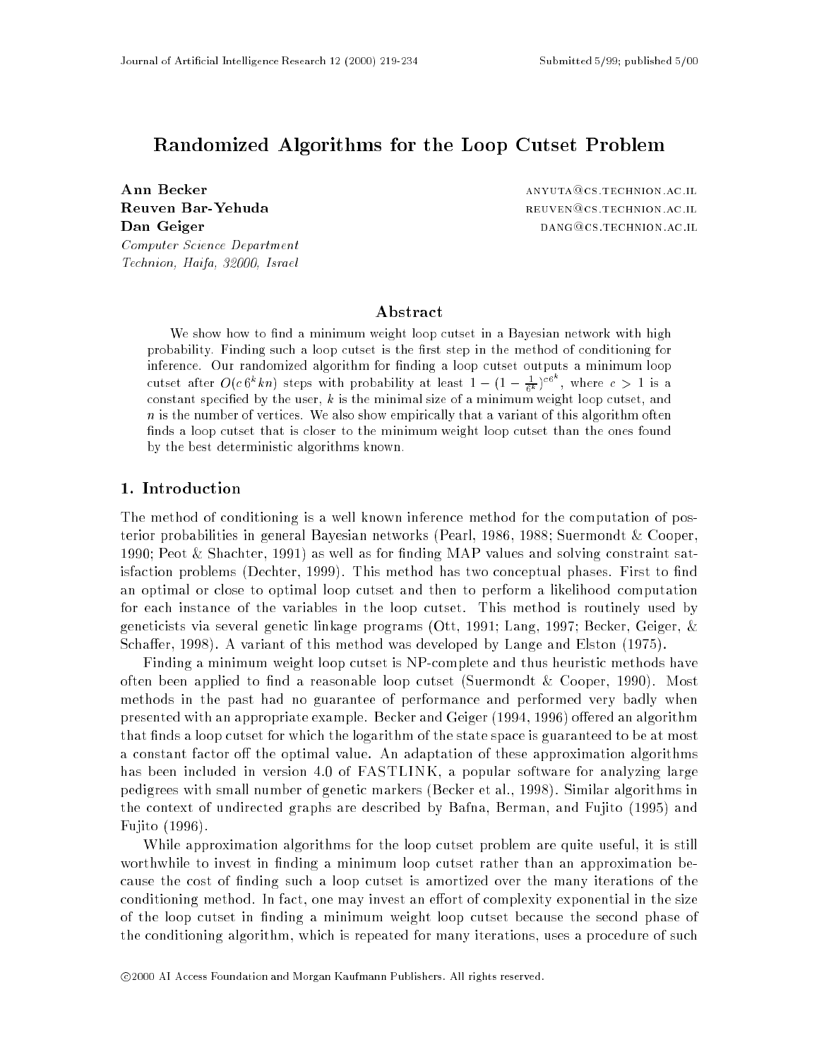# Randomized Algorithms for the Loop Cutset Problem

**Ann Becker** anyuta@cs.technion.ac.il
**Reuven Bar-Yehuda** reuven@cs.technion.ac.il
**Dan Geiger** dang@cs.technion.ac.il

*Computer Science Department*
*Technion, Haifa, 32000, Israel*

## Abstract

We show how to find a minimum weight loop cutset in a Bayesian network with high probability. Finding such a loop cutset is the first step in the method of conditioning for inference. Our randomized algorithm for finding a loop cutset outputs a minimum loop cutset after $O(c\,6^k kn)$ steps with probability at least $1 - (1 - \frac{1}{6^k})^{c6^k}$, where $c > 1$ is a constant specified by the user, $k$ is the minimal size of a minimum weight loop cutset, and $n$ is the number of vertices. We also show empirically that a variant of this algorithm often finds a loop cutset that is closer to the minimum weight loop cutset than the ones found by the best deterministic algorithms known.

## 1. Introduction

The method of conditioning is a well known inference method for the computation of posterior probabilities in general Bayesian networks (Pearl, 1986, 1988; Suermondt & Cooper, 1990; Peot & Shachter, 1991) as well as for finding MAP values and solving constraint satisfaction problems (Dechter, 1999). This method has two conceptual phases. First to find an optimal or close to optimal loop cutset and then to perform a likelihood computation for each instance of the variables in the loop cutset. This method is routinely used by geneticists via several genetic linkage programs (Ott, 1991; Lang, 1997; Becker, Geiger, & Schaffer, 1998). A variant of this method was developed by Lange and Elston (1975).

Finding a minimum weight loop cutset is NP-complete and thus heuristic methods have often been applied to find a reasonable loop cutset (Suermondt & Cooper, 1990). Most methods in the past had no guarantee of performance and performed very badly when presented with an appropriate example. Becker and Geiger (1994, 1996) offered an algorithm that finds a loop cutset for which the logarithm of the state space is guaranteed to be at most a constant factor off the optimal value. An adaptation of these approximation algorithms has been included in version 4.0 of FASTLINK, a popular software for analyzing large pedigrees with small number of genetic markers (Becker et al., 1998). Similar algorithms in the context of undirected graphs are described by Bafna, Berman, and Fujito (1995) and Fujito (1996).

While approximation algorithms for the loop cutset problem are quite useful, it is still worthwhile to invest in finding a minimum loop cutset rather than an approximation because the cost of finding such a loop cutset is amortized over the many iterations of the conditioning method. In fact, one may invest an effort of complexity exponential in the size of the loop cutset in finding a minimum weight loop cutset because the second phase of the conditioning algorithm, which is repeated for many iterations, uses a procedure of such

©2000 AI Access Foundation and Morgan Kaufmann Publishers. All rights reserved.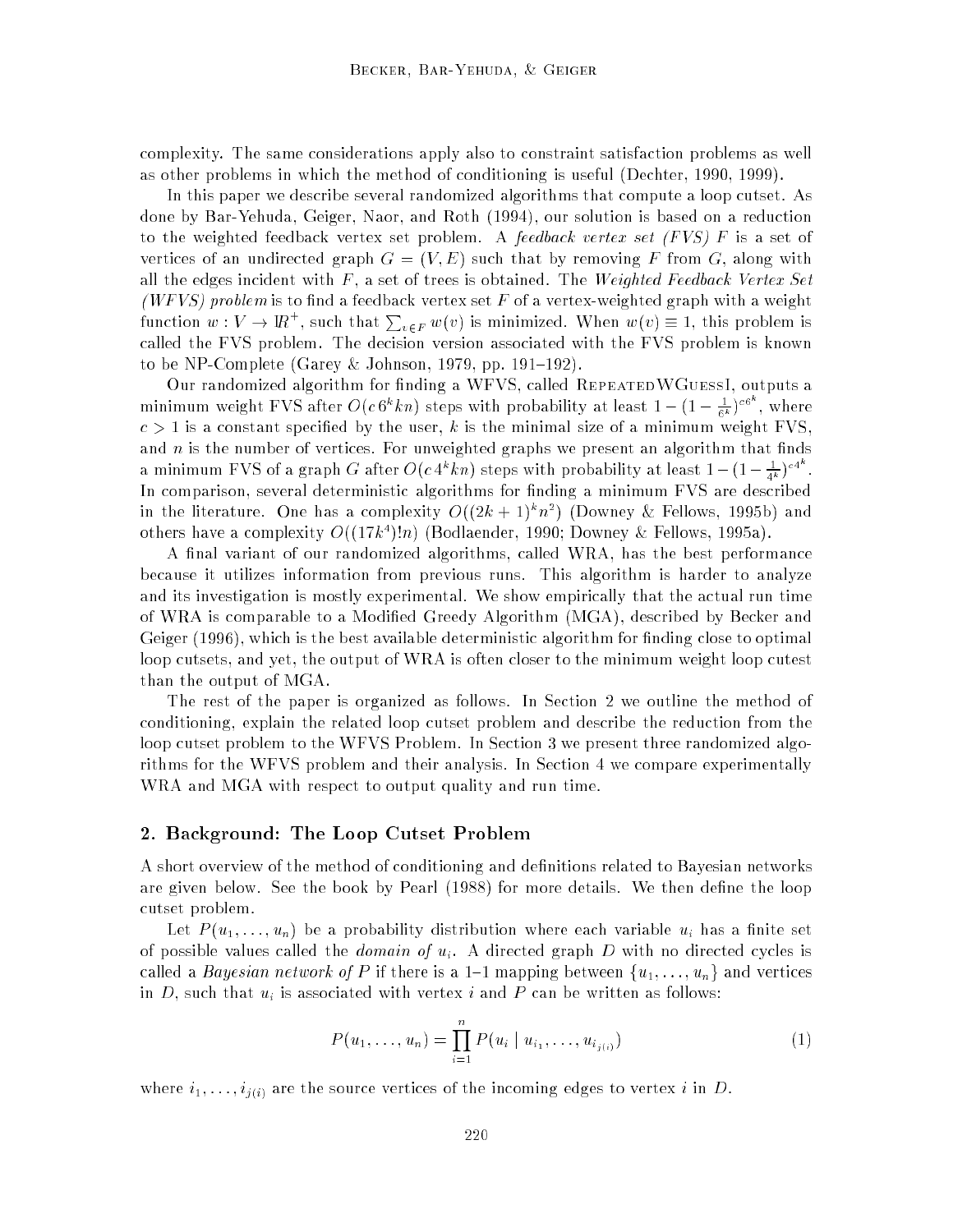complexity. The same considerations apply also to constraint satisfaction problems as well as other problems in which the method of conditioning is useful (Dechter, 1990, 1999).

In this paper we describe several randomized algorithms that compute a loop cutset. As done by Bar-Yehuda, Geiger, Naor, and Roth (1994), our solution is based on a reduction to the weighted feedback vertex set problem. A *feedback vertex set (FVS)* $F$ is a set of vertices of an undirected graph $G = (V, E)$ such that by removing $F$ from $G$, along with all the edges incident with $F$, a set of trees is obtained. The *Weighted Feedback Vertex Set (WFVS) problem* is to find a feedback vertex set $F$ of a vertex-weighted graph with a weight function $w : V \to I\!R^+$, such that $\sum_{v \in F} w(v)$ is minimized. When $w(v) \equiv 1$, this problem is called the FVS problem. The decision version associated with the FVS problem is known to be NP-Complete (Garey & Johnson, 1979, pp. 191–192).

Our randomized algorithm for finding a WFVS, called RepeatedWGuessI, outputs a minimum weight FVS after $O(c\,6^k kn)$ steps with probability at least $1 - (1 - \frac{1}{6^k})^{c6^k}$, where $c > 1$ is a constant specified by the user, $k$ is the minimal size of a minimum weight FVS, and $n$ is the number of vertices. For unweighted graphs we present an algorithm that finds a minimum FVS of a graph $G$ after $O(c\,4^k kn)$ steps with probability at least $1 - (1 - \frac{1}{4^k})^{c4^k}$. In comparison, several deterministic algorithms for finding a minimum FVS are described in the literature. One has a complexity $O((2k+1)^k n^2)$ (Downey & Fellows, 1995b) and others have a complexity $O((17k^4)!n)$ (Bodlaender, 1990; Downey & Fellows, 1995a).

A final variant of our randomized algorithms, called WRA, has the best performance because it utilizes information from previous runs. This algorithm is harder to analyze and its investigation is mostly experimental. We show empirically that the actual run time of WRA is comparable to a Modified Greedy Algorithm (MGA), described by Becker and Geiger (1996), which is the best available deterministic algorithm for finding close to optimal loop cutsets, and yet, the output of WRA is often closer to the minimum weight loop cutest than the output of MGA.

The rest of the paper is organized as follows. In Section 2 we outline the method of conditioning, explain the related loop cutset problem and describe the reduction from the loop cutset problem to the WFVS Problem. In Section 3 we present three randomized algorithms for the WFVS problem and their analysis. In Section 4 we compare experimentally WRA and MGA with respect to output quality and run time.

## 2. Background: The Loop Cutset Problem

A short overview of the method of conditioning and definitions related to Bayesian networks are given below. See the book by Pearl (1988) for more details. We then define the loop cutset problem.

Let $P(u_1, \ldots, u_n)$ be a probability distribution where each variable $u_i$ has a finite set of possible values called the *domain of* $u_i$. A directed graph $D$ with no directed cycles is called a *Bayesian network of* $P$ if there is a 1–1 mapping between $\{u_1, \ldots, u_n\}$ and vertices in $D$, such that $u_i$ is associated with vertex $i$ and $P$ can be written as follows:

$$P(u_1, \ldots, u_n) = \prod_{i=1}^{n} P(u_i \mid u_{i_1}, \ldots, u_{i_{j(i)}}) \tag{1}$$

where $i_1, \ldots, i_{j(i)}$ are the source vertices of the incoming edges to vertex $i$ in $D$.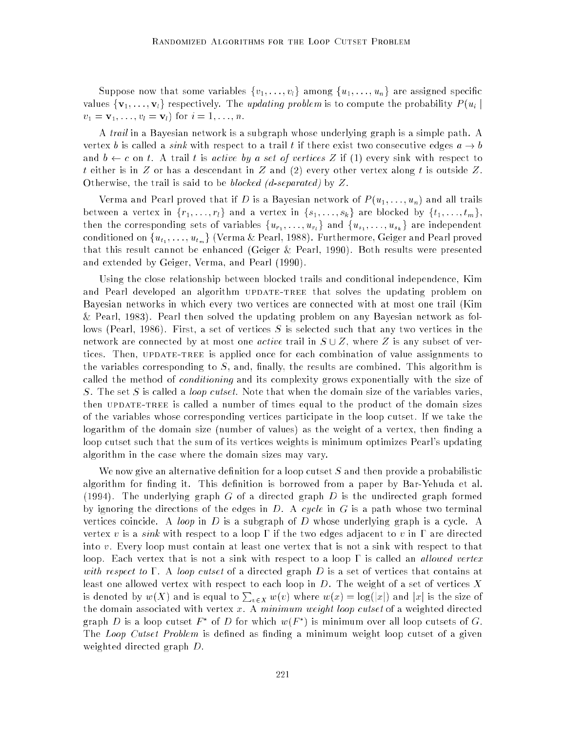Suppose now that some variables $\{v_1, \ldots, v_l\}$ among $\{u_1, \ldots, u_n\}$ are assigned specific values $\{\mathbf{v}_1, \ldots, \mathbf{v}_l\}$ respectively. The *updating problem* is to compute the probability $P(u_i \mid v_1 = \mathbf{v}_1, \ldots, v_l = \mathbf{v}_l)$ for $i = 1, \ldots, n$.

A *trail* in a Bayesian network is a subgraph whose underlying graph is a simple path. A vertex $b$ is called a *sink* with respect to a trail $t$ if there exist two consecutive edges $a \rightarrow b$ and $b \leftarrow c$ on $t$. A trail $t$ is *active by a set of vertices* $Z$ if (1) every sink with respect to $t$ either is in $Z$ or has a descendant in $Z$ and (2) every other vertex along $t$ is outside $Z$. Otherwise, the trail is said to be *blocked (d-separated)* by $Z$.

Verma and Pearl proved that if $D$ is a Bayesian network of $P(u_1, \ldots, u_n)$ and all trails between a vertex in $\{r_1, \ldots, r_l\}$ and a vertex in $\{s_1, \ldots, s_k\}$ are blocked by $\{t_1, \ldots, t_m\}$, then the corresponding sets of variables $\{u_{r_1}, \ldots, u_{r_l}\}$ and $\{u_{s_1}, \ldots, u_{s_k}\}$ are independent conditioned on $\{u_{t_1}, \ldots, u_{t_m}\}$ (Verma & Pearl, 1988). Furthermore, Geiger and Pearl proved that this result cannot be enhanced (Geiger & Pearl, 1990). Both results were presented and extended by Geiger, Verma, and Pearl (1990).

Using the close relationship between blocked trails and conditional independence, Kim and Pearl developed an algorithm UPDATE-TREE that solves the updating problem on Bayesian networks in which every two vertices are connected with at most one trail (Kim & Pearl, 1983). Pearl then solved the updating problem on any Bayesian network as follows (Pearl, 1986). First, a set of vertices $S$ is selected such that any two vertices in the network are connected by at most one *active* trail in $S \cup Z$, where $Z$ is any subset of vertices. Then, UPDATE-TREE is applied once for each combination of value assignments to the variables corresponding to $S$, and, finally, the results are combined. This algorithm is called the method of *conditioning* and its complexity grows exponentially with the size of $S$. The set $S$ is called a *loop cutset*. Note that when the domain size of the variables varies, then UPDATE-TREE is called a number of times equal to the product of the domain sizes of the variables whose corresponding vertices participate in the loop cutset. If we take the logarithm of the domain size (number of values) as the weight of a vertex, then finding a loop cutset such that the sum of its vertices weights is minimum optimizes Pearl's updating algorithm in the case where the domain sizes may vary.

We now give an alternative definition for a loop cutset $S$ and then provide a probabilistic algorithm for finding it. This definition is borrowed from a paper by Bar-Yehuda et al. (1994). The underlying graph $G$ of a directed graph $D$ is the undirected graph formed by ignoring the directions of the edges in $D$. A *cycle* in $G$ is a path whose two terminal vertices coincide. A *loop* in $D$ is a subgraph of $D$ whose underlying graph is a cycle. A vertex $v$ is a *sink* with respect to a loop $\Gamma$ if the two edges adjacent to $v$ in $\Gamma$ are directed into $v$. Every loop must contain at least one vertex that is not a sink with respect to that loop. Each vertex that is not a sink with respect to a loop $\Gamma$ is called an *allowed vertex with respect to* $\Gamma$. A *loop cutset* of a directed graph $D$ is a set of vertices that contains at least one allowed vertex with respect to each loop in $D$. The weight of a set of vertices $X$ is denoted by $w(X)$ and is equal to $\sum_{v \in X} w(v)$ where $w(x) = \log(|x|)$ and $|x|$ is the size of the domain associated with vertex $x$. A *minimum weight loop cutset* of a weighted directed graph $D$ is a loop cutset $F^*$ of $D$ for which $w(F^*)$ is minimum over all loop cutsets of $G$. The *Loop Cutset Problem* is defined as finding a minimum weight loop cutset of a given weighted directed graph $D$.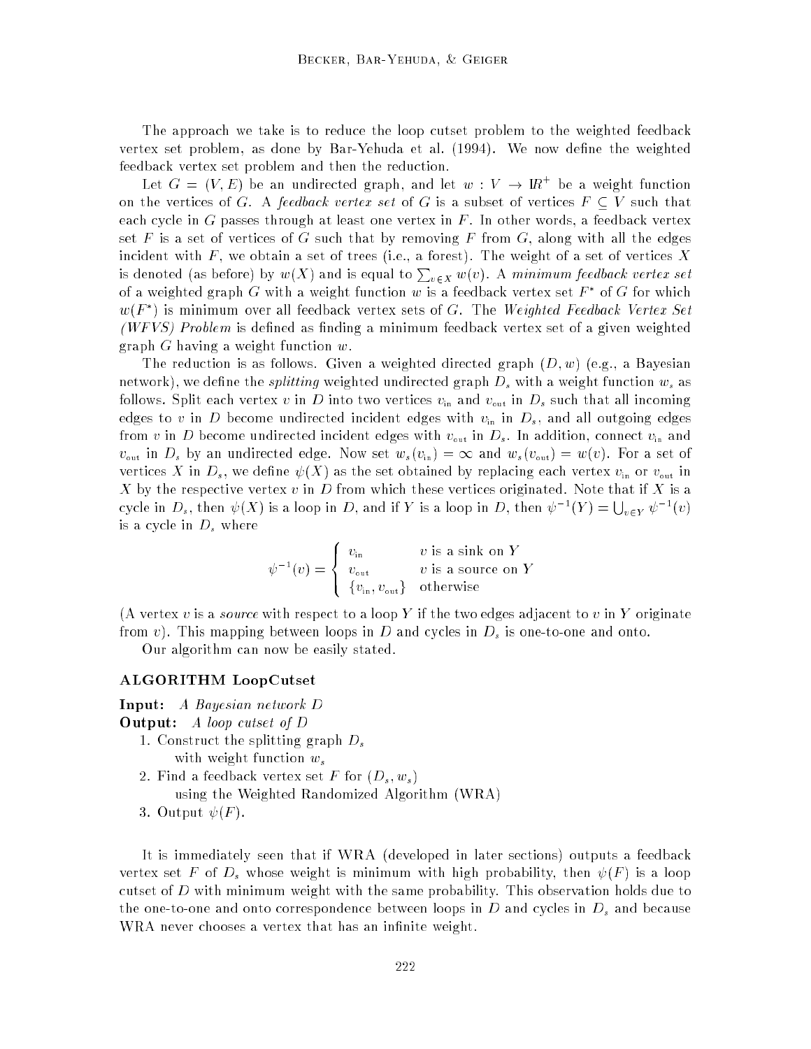The approach we take is to reduce the loop cutset problem to the weighted feedback vertex set problem, as done by Bar-Yehuda et al. (1994). We now define the weighted feedback vertex set problem and then the reduction.

Let $G = (V, E)$ be an undirected graph, and let $w : V \to \mathbb{R}^+$ be a weight function on the vertices of $G$. A *feedback vertex set* of $G$ is a subset of vertices $F \subseteq V$ such that each cycle in $G$ passes through at least one vertex in $F$. In other words, a feedback vertex set $F$ is a set of vertices of $G$ such that by removing $F$ from $G$, along with all the edges incident with $F$, we obtain a set of trees (i.e., a forest). The weight of a set of vertices $X$ is denoted (as before) by $w(X)$ and is equal to $\sum_{v \in X} w(v)$. A *minimum feedback vertex set* of a weighted graph $G$ with a weight function $w$ is a feedback vertex set $F^*$ of $G$ for which $w(F^*)$ is minimum over all feedback vertex sets of $G$. The *Weighted Feedback Vertex Set (WFVS) Problem* is defined as finding a minimum feedback vertex set of a given weighted graph $G$ having a weight function $w$.

The reduction is as follows. Given a weighted directed graph $(D, w)$ (e.g., a Bayesian network), we define the *splitting* weighted undirected graph $D_s$ with a weight function $w_s$ as follows. Split each vertex $v$ in $D$ into two vertices $v_{\text{in}}$ and $v_{\text{out}}$ in $D_s$ such that all incoming edges to $v$ in $D$ become undirected incident edges with $v_{\text{in}}$ in $D_s$, and all outgoing edges from $v$ in $D$ become undirected incident edges with $v_{\text{out}}$ in $D_s$. In addition, connect $v_{\text{in}}$ and $v_{\text{out}}$ in $D_s$ by an undirected edge. Now set $w_s(v_{\text{in}}) = \infty$ and $w_s(v_{\text{out}}) = w(v)$. For a set of vertices $X$ in $D_s$, we define $\psi(X)$ as the set obtained by replacing each vertex $v_{\text{in}}$ or $v_{\text{out}}$ in $X$ by the respective vertex $v$ in $D$ from which these vertices originated. Note that if $X$ is a cycle in $D_s$, then $\psi(X)$ is a loop in $D$, and if $Y$ is a loop in $D$, then $\psi^{-1}(Y) = \bigcup_{v \in Y} \psi^{-1}(v)$ is a cycle in $D_s$ where

$$\psi^{-1}(v) = \begin{cases} v_{\text{in}} & v \text{ is a sink on } Y \\ v_{\text{out}} & v \text{ is a source on } Y \\ \{v_{\text{in}}, v_{\text{out}}\} & \text{otherwise} \end{cases}$$

(A vertex $v$ is a *source* with respect to a loop $Y$ if the two edges adjacent to $v$ in $Y$ originate from $v$). This mapping between loops in $D$ and cycles in $D_s$ is one-to-one and onto.

Our algorithm can now be easily stated.

**ALGORITHM LoopCutset**

**Input:** *A Bayesian network $D$*

**Output:** *A loop cutset of $D$*

1. Construct the splitting graph $D_s$ with weight function $w_s$
2. Find a feedback vertex set $F$ for $(D_s, w_s)$ using the Weighted Randomized Algorithm (WRA)
3. Output $\psi(F)$.

It is immediately seen that if WRA (developed in later sections) outputs a feedback vertex set $F$ of $D_s$ whose weight is minimum with high probability, then $\psi(F)$ is a loop cutset of $D$ with minimum weight with the same probability. This observation holds due to the one-to-one and onto correspondence between loops in $D$ and cycles in $D_s$ and because WRA never chooses a vertex that has an infinite weight.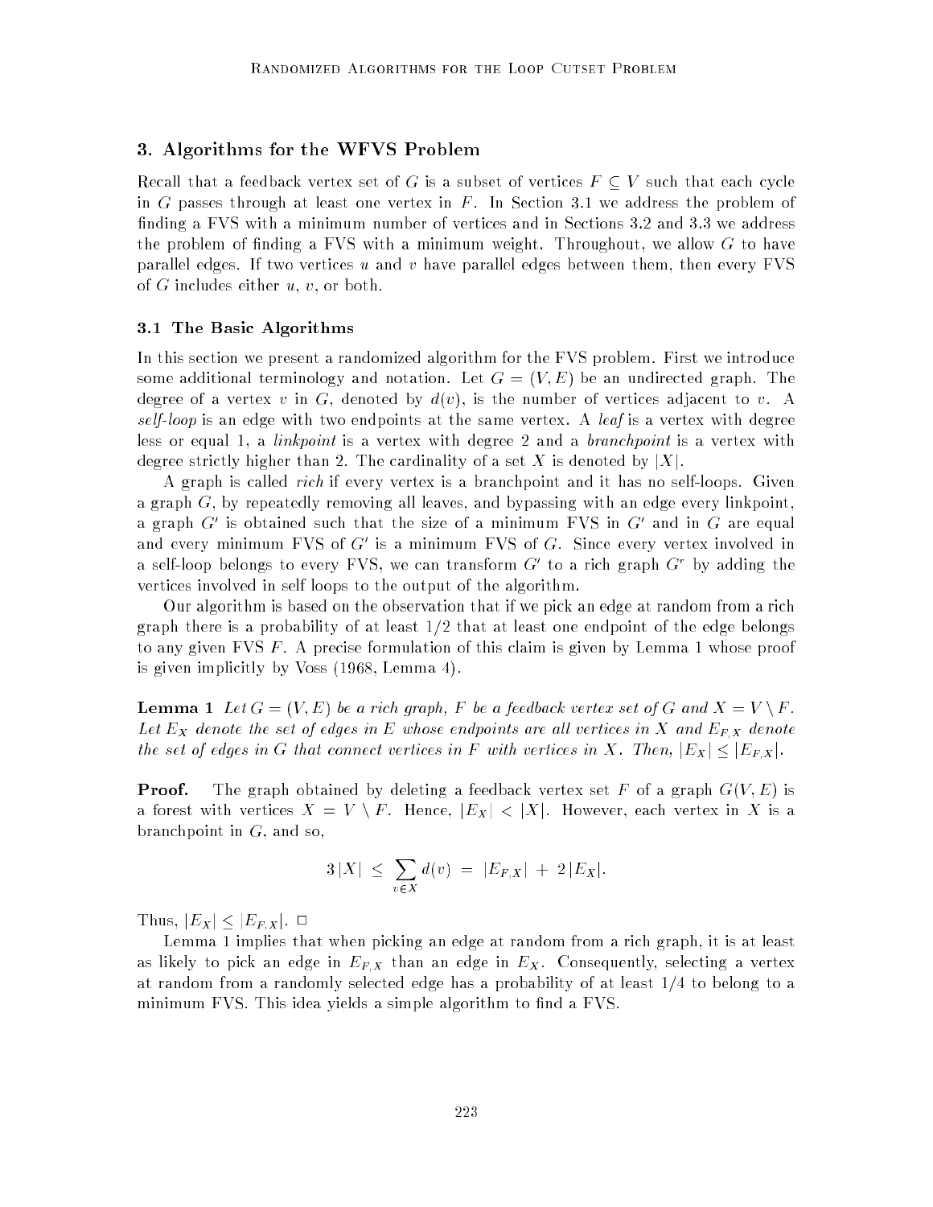## 3. Algorithms for the WFVS Problem

Recall that a feedback vertex set of $G$ is a subset of vertices $F \subseteq V$ such that each cycle in $G$ passes through at least one vertex in $F$. In Section 3.1 we address the problem of finding a FVS with a minimum number of vertices and in Sections 3.2 and 3.3 we address the problem of finding a FVS with a minimum weight. Throughout, we allow $G$ to have parallel edges. If two vertices $u$ and $v$ have parallel edges between them, then every FVS of $G$ includes either $u$, $v$, or both.

### 3.1 The Basic Algorithms

In this section we present a randomized algorithm for the FVS problem. First we introduce some additional terminology and notation. Let $G = (V, E)$ be an undirected graph. The degree of a vertex $v$ in $G$, denoted by $d(v)$, is the number of vertices adjacent to $v$. A *self-loop* is an edge with two endpoints at the same vertex. A *leaf* is a vertex with degree less or equal 1, a *linkpoint* is a vertex with degree 2 and a *branchpoint* is a vertex with degree strictly higher than 2. The cardinality of a set $X$ is denoted by $|X|$.

A graph is called *rich* if every vertex is a branchpoint and it has no self-loops. Given a graph $G$, by repeatedly removing all leaves, and bypassing with an edge every linkpoint, a graph $G'$ is obtained such that the size of a minimum FVS in $G'$ and in $G$ are equal and every minimum FVS of $G'$ is a minimum FVS of $G$. Since every vertex involved in a self-loop belongs to every FVS, we can transform $G'$ to a rich graph $G^r$ by adding the vertices involved in self loops to the output of the algorithm.

Our algorithm is based on the observation that if we pick an edge at random from a rich graph there is a probability of at least 1/2 that at least one endpoint of the edge belongs to any given FVS $F$. A precise formulation of this claim is given by Lemma 1 whose proof is given implicitly by Voss (1968, Lemma 4).

**Lemma 1** *Let $G = (V, E)$ be a rich graph, $F$ be a feedback vertex set of $G$ and $X = V \setminus F$. Let $E_X$ denote the set of edges in $E$ whose endpoints are all vertices in $X$ and $E_{F,X}$ denote the set of edges in $G$ that connect vertices in $F$ with vertices in $X$. Then, $|E_X| \leq |E_{F,X}|$.*

**Proof.** The graph obtained by deleting a feedback vertex set $F$ of a graph $G(V, E)$ is a forest with vertices $X = V \setminus F$. Hence, $|E_X| < |X|$. However, each vertex in $X$ is a branchpoint in $G$, and so,

$$3\,|X| \;\leq\; \sum_{v \in X} d(v) \;=\; |E_{F,X}| \;+\; 2\,|E_X|.$$

Thus, $|E_X| \leq |E_{F,X}|$. $\square$

Lemma 1 implies that when picking an edge at random from a rich graph, it is at least as likely to pick an edge in $E_{F,X}$ than an edge in $E_X$. Consequently, selecting a vertex at random from a randomly selected edge has a probability of at least 1/4 to belong to a minimum FVS. This idea yields a simple algorithm to find a FVS.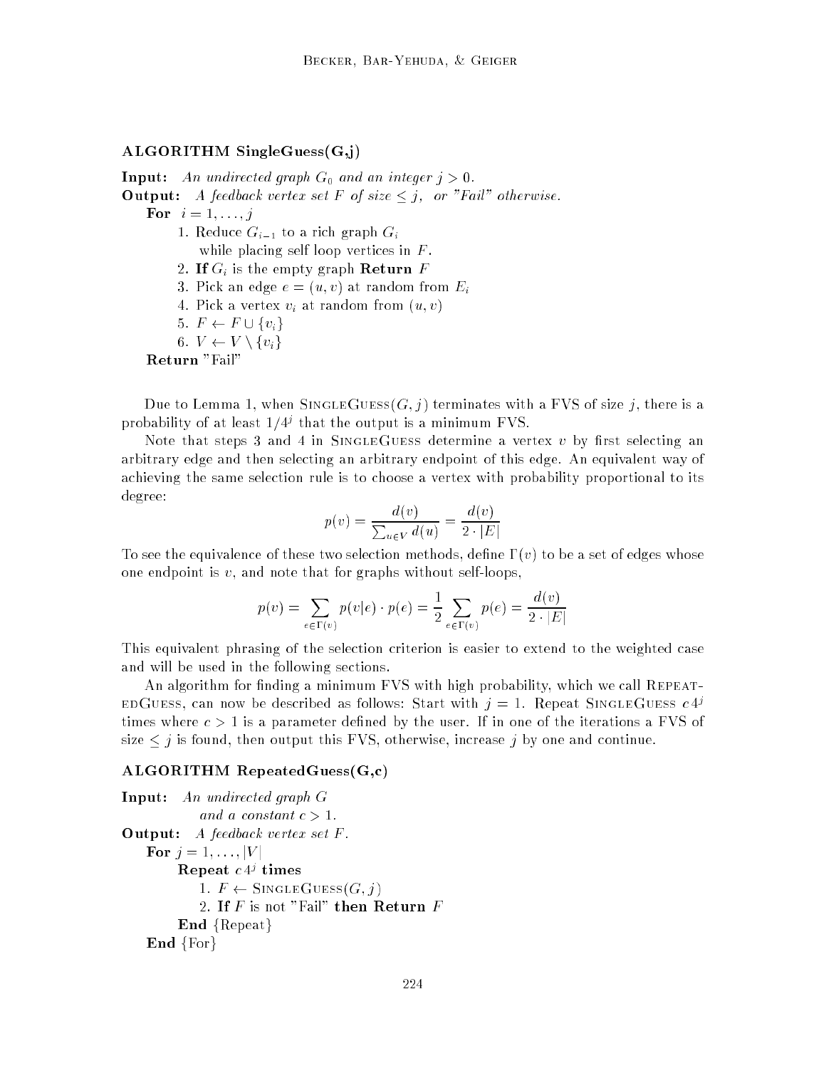**ALGORITHM SingleGuess(G,j)**

**Input:** *An undirected graph $G_0$ and an integer $j > 0$.*
**Output:** *A feedback vertex set $F$ of size $\leq j$, or "Fail" otherwise.*

**For** $i = 1, \ldots, j$

1. Reduce $G_{i-1}$ to a rich graph $G_i$ while placing self loop vertices in $F$.
2. **If** $G_i$ is the empty graph **Return** $F$
3. Pick an edge $e = (u, v)$ at random from $E_i$
4. Pick a vertex $v_i$ at random from $(u, v)$
5. $F \leftarrow F \cup \{v_i\}$
6. $V \leftarrow V \setminus \{v_i\}$

**Return** "Fail"

Due to Lemma 1, when SingleGuess$(G, j)$ terminates with a FVS of size $j$, there is a probability of at least $1/4^j$ that the output is a minimum FVS.

Note that steps 3 and 4 in SingleGuess determine a vertex $v$ by first selecting an arbitrary edge and then selecting an arbitrary endpoint of this edge. An equivalent way of achieving the same selection rule is to choose a vertex with probability proportional to its degree:

$$p(v) = \frac{d(v)}{\sum_{u \in V} d(u)} = \frac{d(v)}{2 \cdot |E|}$$

To see the equivalence of these two selection methods, define $\Gamma(v)$ to be a set of edges whose one endpoint is $v$, and note that for graphs without self-loops,

$$p(v) = \sum_{e \in \Gamma(v)} p(v|e) \cdot p(e) = \frac{1}{2} \sum_{e \in \Gamma(v)} p(e) = \frac{d(v)}{2 \cdot |E|}$$

This equivalent phrasing of the selection criterion is easier to extend to the weighted case and will be used in the following sections.

An algorithm for finding a minimum FVS with high probability, which we call RepeatedGuess, can now be described as follows: Start with $j = 1$. Repeat SingleGuess $c4^j$ times where $c > 1$ is a parameter defined by the user. If in one of the iterations a FVS of size $\leq j$ is found, then output this FVS, otherwise, increase $j$ by one and continue.

**ALGORITHM RepeatedGuess(G,c)**

**Input:** *An undirected graph $G$ and a constant $c > 1$.*
**Output:** *A feedback vertex set $F$.*

**For** $j = 1, \ldots, |V|$

  **Repeat** $c4^j$ **times**

   1. $F \leftarrow$ SingleGuess$(G, j)$
   2. **If** $F$ is not "Fail" **then Return** $F$

  **End** {Repeat}

**End** {For}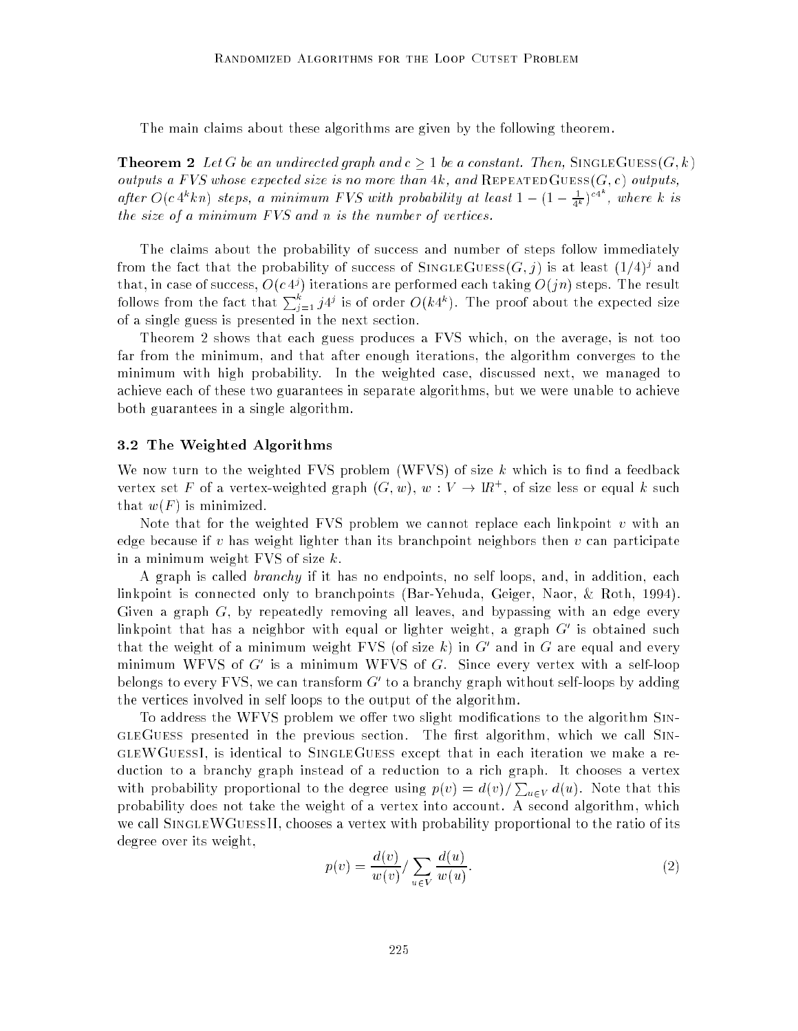The main claims about these algorithms are given by the following theorem.

**Theorem 2** *Let $G$ be an undirected graph and $c \geq 1$ be a constant. Then,* SingleGuess$(G, k)$ *outputs a FVS whose expected size is no more than $4k$, and* RepeatedGuess$(G, c)$ *outputs, after $O(c\,4^k kn)$ steps, a minimum FVS with probability at least $1 - (1 - \frac{1}{4^k})^{c4^k}$, where $k$ is the size of a minimum FVS and $n$ is the number of vertices.*

The claims about the probability of success and number of steps follow immediately from the fact that the probability of success of SingleGuess$(G, j)$ is at least $(1/4)^j$ and that, in case of success, $O(c\,4^j)$ iterations are performed each taking $O(jn)$ steps. The result follows from the fact that $\sum_{j=1}^{k} j4^j$ is of order $O(k4^k)$. The proof about the expected size of a single guess is presented in the next section.

Theorem 2 shows that each guess produces a FVS which, on the average, is not too far from the minimum, and that after enough iterations, the algorithm converges to the minimum with high probability. In the weighted case, discussed next, we managed to achieve each of these two guarantees in separate algorithms, but we were unable to achieve both guarantees in a single algorithm.

### 3.2 The Weighted Algorithms

We now turn to the weighted FVS problem (WFVS) of size $k$ which is to find a feedback vertex set $F$ of a vertex-weighted graph $(G, w)$, $w : V \to I\!R^+$, of size less or equal $k$ such that $w(F)$ is minimized.

Note that for the weighted FVS problem we cannot replace each linkpoint $v$ with an edge because if $v$ has weight lighter than its branchpoint neighbors then $v$ can participate in a minimum weight FVS of size $k$.

A graph is called *branchy* if it has no endpoints, no self loops, and, in addition, each linkpoint is connected only to branchpoints (Bar-Yehuda, Geiger, Naor, & Roth, 1994). Given a graph $G$, by repeatedly removing all leaves, and bypassing with an edge every linkpoint that has a neighbor with equal or lighter weight, a graph $G'$ is obtained such that the weight of a minimum weight FVS (of size $k$) in $G'$ and in $G$ are equal and every minimum WFVS of $G'$ is a minimum WFVS of $G$. Since every vertex with a self-loop belongs to every FVS, we can transform $G'$ to a branchy graph without self-loops by adding the vertices involved in self loops to the output of the algorithm.

To address the WFVS problem we offer two slight modifications to the algorithm SingleGuess presented in the previous section. The first algorithm, which we call SingleWGuessI, is identical to SingleGuess except that in each iteration we make a reduction to a branchy graph instead of a reduction to a rich graph. It chooses a vertex with probability proportional to the degree using $p(v) = d(v)/\sum_{u \in V} d(u)$. Note that this probability does not take the weight of a vertex into account. A second algorithm, which we call SingleWGuessII, chooses a vertex with probability proportional to the ratio of its degree over its weight,

$$p(v) = \frac{d(v)}{w(v)} / \sum_{u \in V} \frac{d(u)}{w(u)}. \tag{2}$$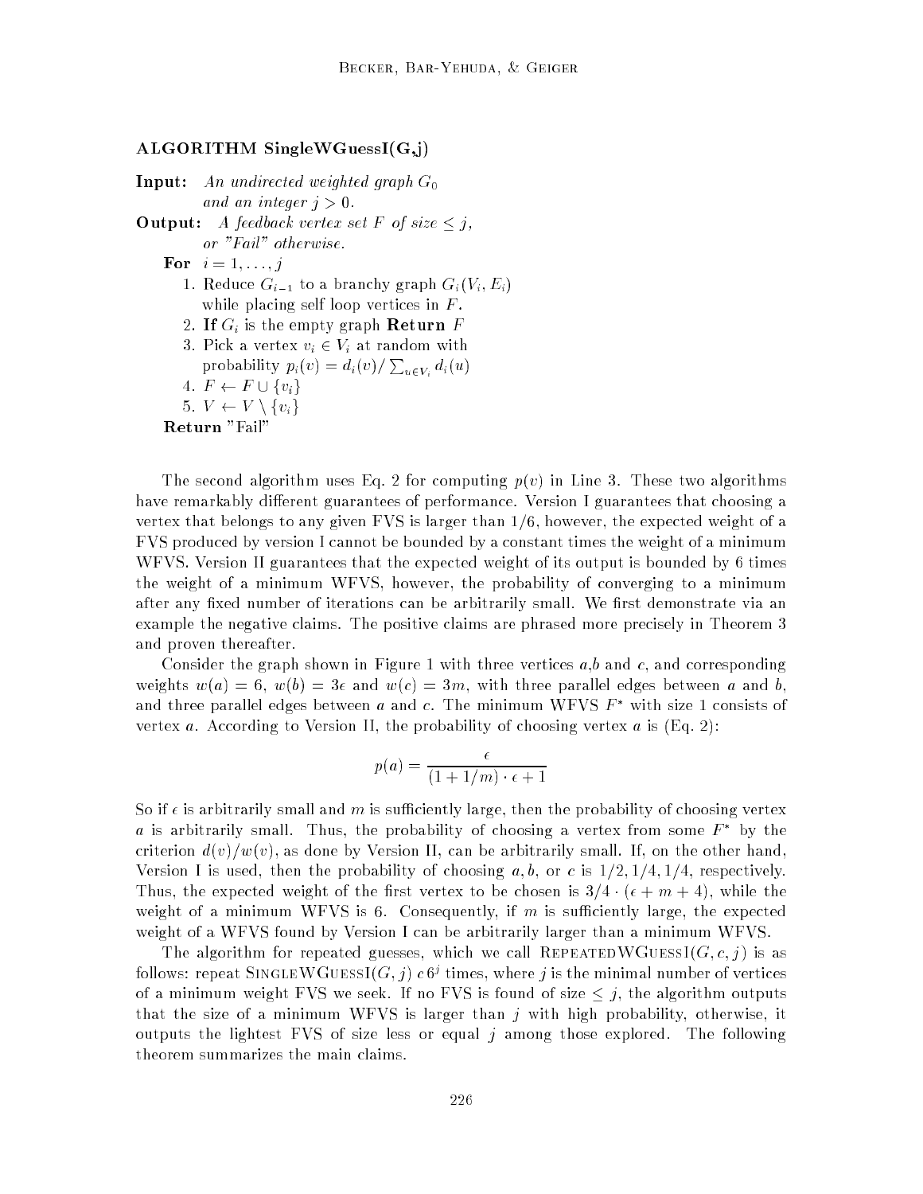**ALGORITHM SingleWGuessI(G,j)**

**Input:** *An undirected weighted graph* $G_0$
*and an integer* $j > 0$.

**Output:** *A feedback vertex set* $F$ *of size* $\leq j$,
*or "Fail" otherwise.*

**For** $i = 1, \ldots, j$

1. Reduce $G_{i-1}$ to a branchy graph $G_i(V_i, E_i)$ while placing self loop vertices in $F$.
2. **If** $G_i$ is the empty graph **Return** $F$
3. Pick a vertex $v_i \in V_i$ at random with probability $p_i(v) = d_i(v) / \sum_{u \in V_i} d_i(u)$
4. $F \leftarrow F \cup \{v_i\}$
5. $V \leftarrow V \setminus \{v_i\}$

**Return** "Fail"

The second algorithm uses Eq. 2 for computing $p(v)$ in Line 3. These two algorithms have remarkably different guarantees of performance. Version I guarantees that choosing a vertex that belongs to any given FVS is larger than 1/6, however, the expected weight of a FVS produced by version I cannot be bounded by a constant times the weight of a minimum WFVS. Version II guarantees that the expected weight of its output is bounded by 6 times the weight of a minimum WFVS, however, the probability of converging to a minimum after any fixed number of iterations can be arbitrarily small. We first demonstrate via an example the negative claims. The positive claims are phrased more precisely in Theorem 3 and proven thereafter.

Consider the graph shown in Figure 1 with three vertices $a$,$b$ and $c$, and corresponding weights $w(a) = 6$, $w(b) = 3\epsilon$ and $w(c) = 3m$, with three parallel edges between $a$ and $b$, and three parallel edges between $a$ and $c$. The minimum WFVS $F^*$ with size 1 consists of vertex $a$. According to Version II, the probability of choosing vertex $a$ is (Eq. 2):

$$p(a) = \frac{\epsilon}{(1 + 1/m) \cdot \epsilon + 1}$$

So if $\epsilon$ is arbitrarily small and $m$ is sufficiently large, then the probability of choosing vertex $a$ is arbitrarily small. Thus, the probability of choosing a vertex from some $F^*$ by the criterion $d(v)/w(v)$, as done by Version II, can be arbitrarily small. If, on the other hand, Version I is used, then the probability of choosing $a, b$, or $c$ is $1/2, 1/4, 1/4$, respectively. Thus, the expected weight of the first vertex to be chosen is $3/4 \cdot (\epsilon + m + 4)$, while the weight of a minimum WFVS is 6. Consequently, if $m$ is sufficiently large, the expected weight of a WFVS found by Version I can be arbitrarily larger than a minimum WFVS.

The algorithm for repeated guesses, which we call RepeatedWGuessI$(G, c, j)$ is as follows: repeat SingleWGuessI$(G, j)$ $c\,6^j$ times, where $j$ is the minimal number of vertices of a minimum weight FVS we seek. If no FVS is found of size $\leq j$, the algorithm outputs that the size of a minimum WFVS is larger than $j$ with high probability, otherwise, it outputs the lightest FVS of size less or equal $j$ among those explored. The following theorem summarizes the main claims.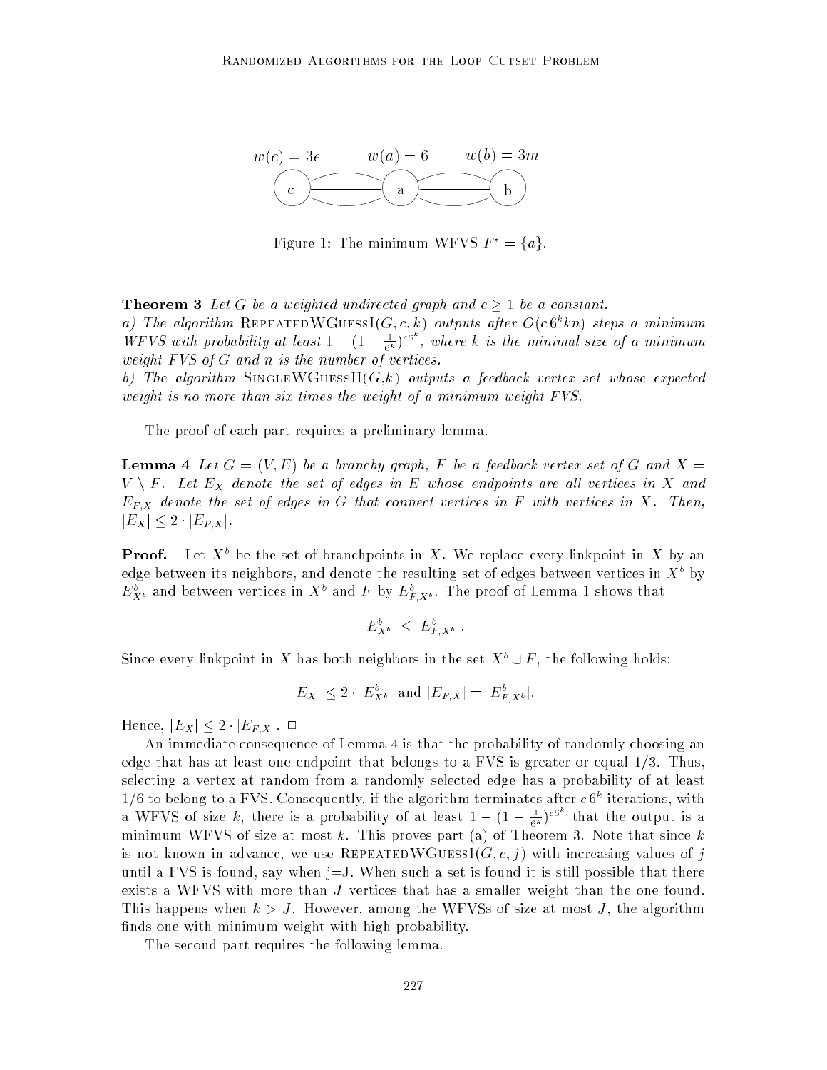$w(c) = 3\epsilon$ $w(a) = 6$ $w(b) = 3m$

Figure 1: The minimum WFVS $F^* = \{a\}$.

**Theorem 3** *Let $G$ be a weighted undirected graph and $c \geq 1$ be a constant.*
*a) The algorithm* RepeatedWGuessI$(G, c, k)$ *outputs after $O(c\,6^k kn)$ steps a minimum WFVS with probability at least $1 - (1 - \frac{1}{6^k})^{c6^k}$, where $k$ is the minimal size of a minimum weight FVS of $G$ and $n$ is the number of vertices.*
*b) The algorithm* SingleWGuessII$(G,k)$ *outputs a feedback vertex set whose expected weight is no more than six times the weight of a minimum weight FVS.*

The proof of each part requires a preliminary lemma.

**Lemma 4** *Let $G = (V, E)$ be a branchy graph, $F$ be a feedback vertex set of $G$ and $X = V \setminus F$. Let $E_X$ denote the set of edges in $E$ whose endpoints are all vertices in $X$ and $E_{F,X}$ denote the set of edges in $G$ that connect vertices in $F$ with vertices in $X$. Then, $|E_X| \leq 2 \cdot |E_{F,X}|$.*

**Proof.** Let $X^b$ be the set of branchpoints in $X$. We replace every linkpoint in $X$ by an edge between its neighbors, and denote the resulting set of edges between vertices in $X^b$ by $E^b_{X^b}$ and between vertices in $X^b$ and $F$ by $E^b_{F,X^b}$. The proof of Lemma 1 shows that

$$|E^b_{X^b}| \leq |E^b_{F,X^b}|.$$

Since every linkpoint in $X$ has both neighbors in the set $X^b \cup F$, the following holds:

$$|E_X| \leq 2 \cdot |E^b_{X^b}| \text{ and } |E_{F,X}| = |E^b_{F,X^b}|.$$

Hence, $|E_X| \leq 2 \cdot |E_{F,X}|$. □

An immediate consequence of Lemma 4 is that the probability of randomly choosing an edge that has at least one endpoint that belongs to a FVS is greater or equal 1/3. Thus, selecting a vertex at random from a randomly selected edge has a probability of at least 1/6 to belong to a FVS. Consequently, if the algorithm terminates after $c\,6^k$ iterations, with a WFVS of size $k$, there is a probability of at least $1 - (1 - \frac{1}{6^k})^{c6^k}$ that the output is a minimum WFVS of size at most $k$. This proves part (a) of Theorem 3. Note that since $k$ is not known in advance, we use RepeatedWGuessI$(G, c, j)$ with increasing values of $j$ until a FVS is found, say when j=J. When such a set is found it is still possible that there exists a WFVS with more than $J$ vertices that has a smaller weight than the one found. This happens when $k > J$. However, among the WFVSs of size at most $J$, the algorithm finds one with minimum weight with high probability.

The second part requires the following lemma.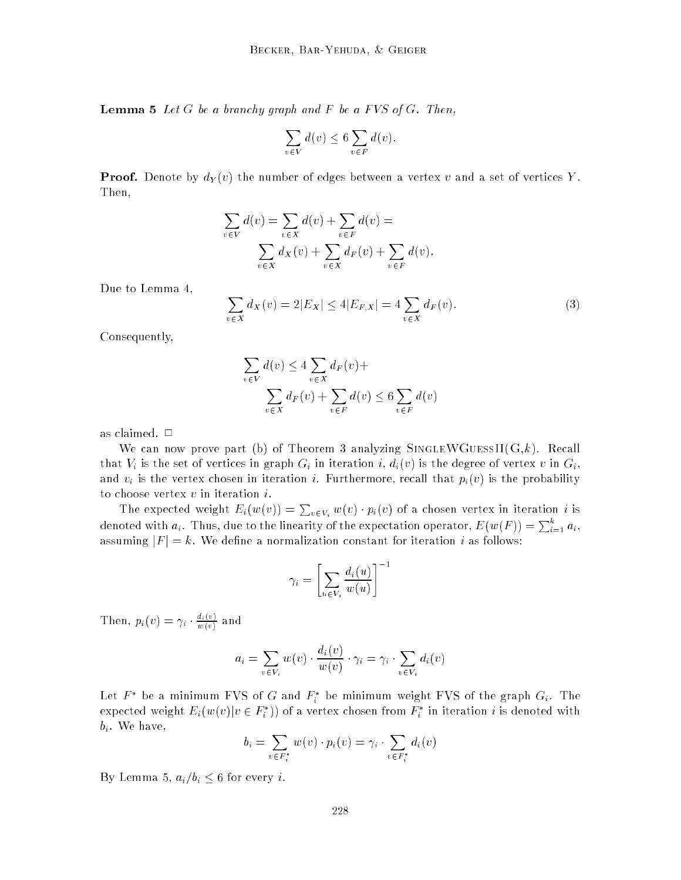**Lemma 5** *Let $G$ be a branchy graph and $F$ be a FVS of $G$. Then,*

$$\sum_{v \in V} d(v) \leq 6 \sum_{v \in F} d(v).$$

**Proof.** Denote by $d_Y(v)$ the number of edges between a vertex $v$ and a set of vertices $Y$. Then,

$$\sum_{v \in V} d(v) = \sum_{v \in X} d(v) + \sum_{v \in F} d(v) = \sum_{v \in X} d_X(v) + \sum_{v \in X} d_F(v) + \sum_{v \in F} d(v).$$

Due to Lemma 4,

$$\sum_{v \in X} d_X(v) = 2|E_X| \leq 4|E_{F,X}| = 4 \sum_{v \in X} d_F(v). \tag{3}$$

Consequently,

$$\sum_{v \in V} d(v) \leq 4 \sum_{v \in X} d_F(v) + \sum_{v \in X} d_F(v) + \sum_{v \in F} d(v) \leq 6 \sum_{v \in F} d(v)$$

as claimed. □

We can now prove part (b) of Theorem 3 analyzing SingleWGuessII(G,$k$). Recall that $V_i$ is the set of vertices in graph $G_i$ in iteration $i$, $d_i(v)$ is the degree of vertex $v$ in $G_i$, and $v_i$ is the vertex chosen in iteration $i$. Furthermore, recall that $p_i(v)$ is the probability to choose vertex $v$ in iteration $i$.

The expected weight $E_i(w(v)) = \sum_{v \in V_i} w(v) \cdot p_i(v)$ of a chosen vertex in iteration $i$ is denoted with $a_i$. Thus, due to the linearity of the expectation operator, $E(w(F)) = \sum_{i=1}^{k} a_i$, assuming $|F| = k$. We define a normalization constant for iteration $i$ as follows:

$$\gamma_i = \left[ \sum_{u \in V_i} \frac{d_i(u)}{w(u)} \right]^{-1}$$

Then, $p_i(v) = \gamma_i \cdot \frac{d_i(v)}{w(v)}$ and

$$a_i = \sum_{v \in V_i} w(v) \cdot \frac{d_i(v)}{w(v)} \cdot \gamma_i = \gamma_i \cdot \sum_{v \in V_i} d_i(v)$$

Let $F^*$ be a minimum FVS of $G$ and $F_i^*$ be minimum weight FVS of the graph $G_i$. The expected weight $E_i(w(v)|v \in F_i^*))$ of a vertex chosen from $F_i^*$ in iteration $i$ is denoted with $b_i$. We have,

$$b_i = \sum_{v \in F_i^*} w(v) \cdot p_i(v) = \gamma_i \cdot \sum_{v \in F_i^*} d_i(v)$$

By Lemma 5, $a_i/b_i \leq 6$ for every $i$.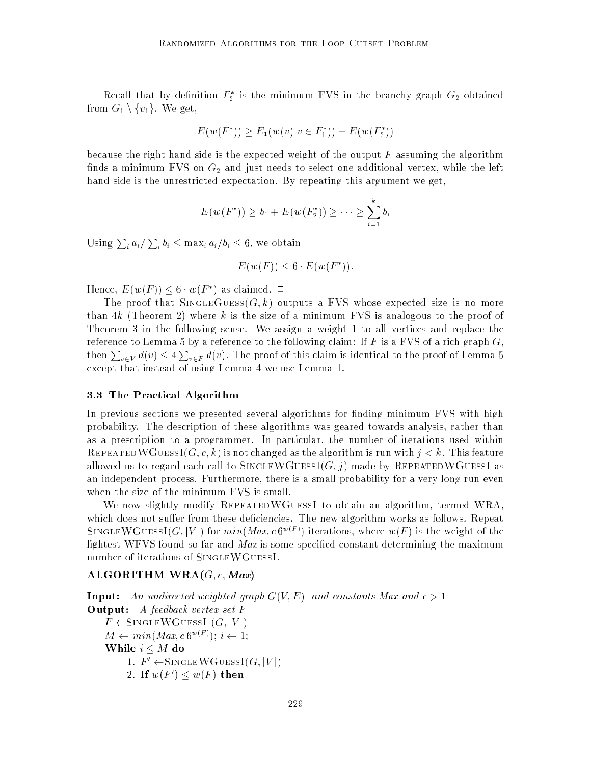Recall that by definition $F_2^*$ is the minimum FVS in the branchy graph $G_2$ obtained from $G_1 \setminus \{v_1\}$. We get,

$$E(w(F^*)) \geq E_1(w(v)|v \in F_1^*)) + E(w(F_2^*))$$

because the right hand side is the expected weight of the output $F$ assuming the algorithm finds a minimum FVS on $G_2$ and just needs to select one additional vertex, while the left hand side is the unrestricted expectation. By repeating this argument we get,

$$E(w(F^*)) \geq b_1 + E(w(F_2^*)) \geq \cdots \geq \sum_{i=1}^{k} b_i$$

Using $\sum_i a_i / \sum_i b_i \leq \max_i a_i/b_i \leq 6$, we obtain

$$E(w(F)) \leq 6 \cdot E(w(F^*)).$$

Hence, $E(w(F)) \leq 6 \cdot w(F^*)$ as claimed. □

The proof that SingleGuess$(G, k)$ outputs a FVS whose expected size is no more than $4k$ (Theorem 2) where $k$ is the size of a minimum FVS is analogous to the proof of Theorem 3 in the following sense. We assign a weight 1 to all vertices and replace the reference to Lemma 5 by a reference to the following claim: If $F$ is a FVS of a rich graph $G$, then $\sum_{v \in V} d(v) \leq 4 \sum_{v \in F} d(v)$. The proof of this claim is identical to the proof of Lemma 5 except that instead of using Lemma 4 we use Lemma 1.

### 3.3 The Practical Algorithm

In previous sections we presented several algorithms for finding minimum FVS with high probability. The description of these algorithms was geared towards analysis, rather than as a prescription to a programmer. In particular, the number of iterations used within RepeatedWGuessI$(G, c, k)$ is not changed as the algorithm is run with $j < k$. This feature allowed us to regard each call to SingleWGuessI$(G, j)$ made by RepeatedWGuessI as an independent process. Furthermore, there is a small probability for a very long run even when the size of the minimum FVS is small.

We now slightly modify RepeatedWGuessI to obtain an algorithm, termed WRA, which does not suffer from these deficiencies. The new algorithm works as follows. Repeat SingleWGuessI$(G, |V|)$ for $min(Max, c\, 6^{w(F)})$ iterations, where $w(F)$ is the weight of the lightest WFVS found so far and *Max* is some specified constant determining the maximum number of iterations of SingleWGuessI.

**ALGORITHM WRA($G, c,$ *Max*)**

**Input:** *An undirected weighted graph $G(V, E)$ and constants Max and $c > 1$*
**Output:** *A feedback vertex set $F$*

$F \leftarrow$SingleWGuessI $(G, |V|)$
$M \leftarrow min(Max, c\, 6^{w(F)})$; $i \leftarrow 1$;
**While** $i \leq M$ **do**
1. $F' \leftarrow$SingleWGuessI$(G, |V|)$
2. **If** $w(F') \leq w(F)$ **then**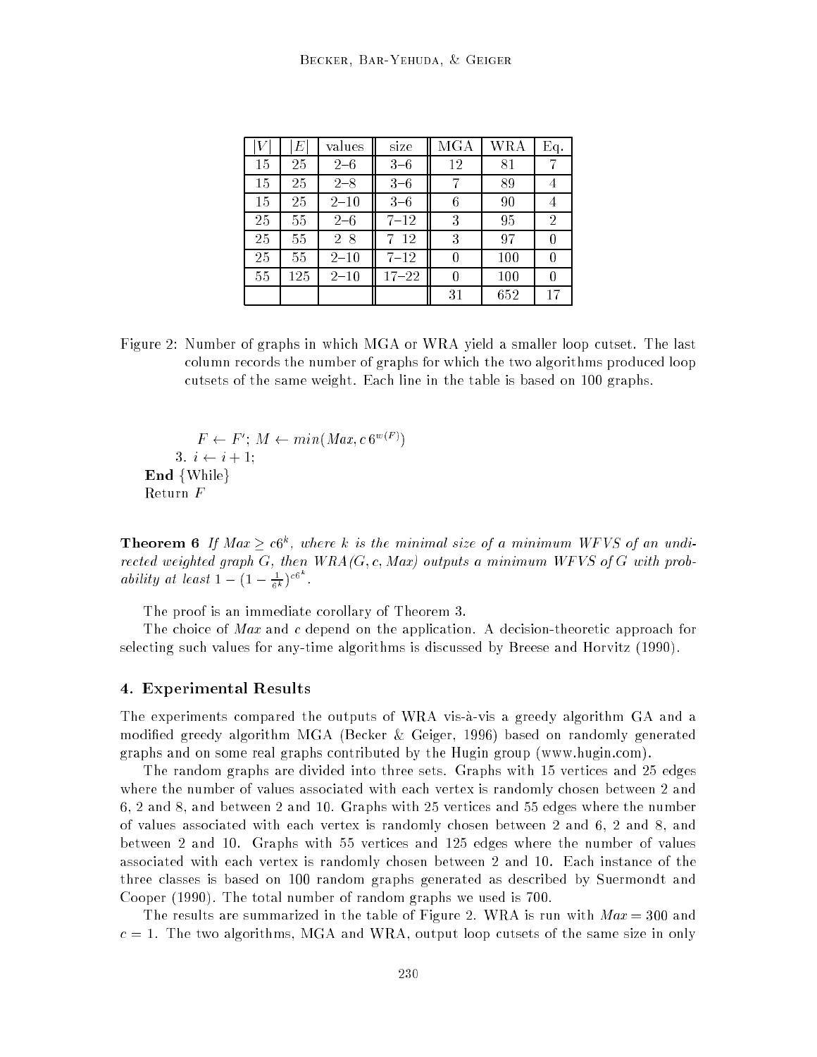| $\|V\|$ | $\|E\|$ | values | size | MGA | WRA | Eq. |
|---|---|---|---|---|---|---|
| 15 | 25 | 2–6 | 3–6 | 12 | 81 | 7 |
| 15 | 25 | 2–8 | 3–6 | 7 | 89 | 4 |
| 15 | 25 | 2–10 | 3–6 | 6 | 90 | 4 |
| 25 | 55 | 2–6 | 7–12 | 3 | 95 | 2 |
| 25 | 55 | 2 8 | 7 12 | 3 | 97 | 0 |
| 25 | 55 | 2–10 | 7–12 | 0 | 100 | 0 |
| 55 | 125 | 2–10 | 17–22 | 0 | 100 | 0 |
| | | | | 31 | 652 | 17 |

Figure 2: Number of graphs in which MGA or WRA yield a smaller loop cutset. The last column records the number of graphs for which the two algorithms produced loop cutsets of the same weight. Each line in the table is based on 100 graphs.

$F \leftarrow F'$; $M \leftarrow min(Max, c\,6^{w(F)})$
3. $i \leftarrow i + 1$;
**End** {While}
Return $F$

**Theorem 6** *If $Max \geq c6^k$, where $k$ is the minimal size of a minimum WFVS of an undirected weighted graph $G$, then WRA$(G, c, Max)$ outputs a minimum WFVS of $G$ with probability at least $1 - (1 - \frac{1}{6^k})^{c6^k}$.*

The proof is an immediate corollary of Theorem 3.

The choice of *Max* and *c* depend on the application. A decision-theoretic approach for selecting such values for any-time algorithms is discussed by Breese and Horvitz (1990).

## 4. Experimental Results

The experiments compared the outputs of WRA vis-à-vis a greedy algorithm GA and a modified greedy algorithm MGA (Becker & Geiger, 1996) based on randomly generated graphs and on some real graphs contributed by the Hugin group (www.hugin.com).

The random graphs are divided into three sets. Graphs with 15 vertices and 25 edges where the number of values associated with each vertex is randomly chosen between 2 and 6, 2 and 8, and between 2 and 10. Graphs with 25 vertices and 55 edges where the number of values associated with each vertex is randomly chosen between 2 and 6, 2 and 8, and between 2 and 10. Graphs with 55 vertices and 125 edges where the number of values associated with each vertex is randomly chosen between 2 and 10. Each instance of the three classes is based on 100 random graphs generated as described by Suermondt and Cooper (1990). The total number of random graphs we used is 700.

The results are summarized in the table of Figure 2. WRA is run with $Max = 300$ and $c = 1$. The two algorithms, MGA and WRA, output loop cutsets of the same size in only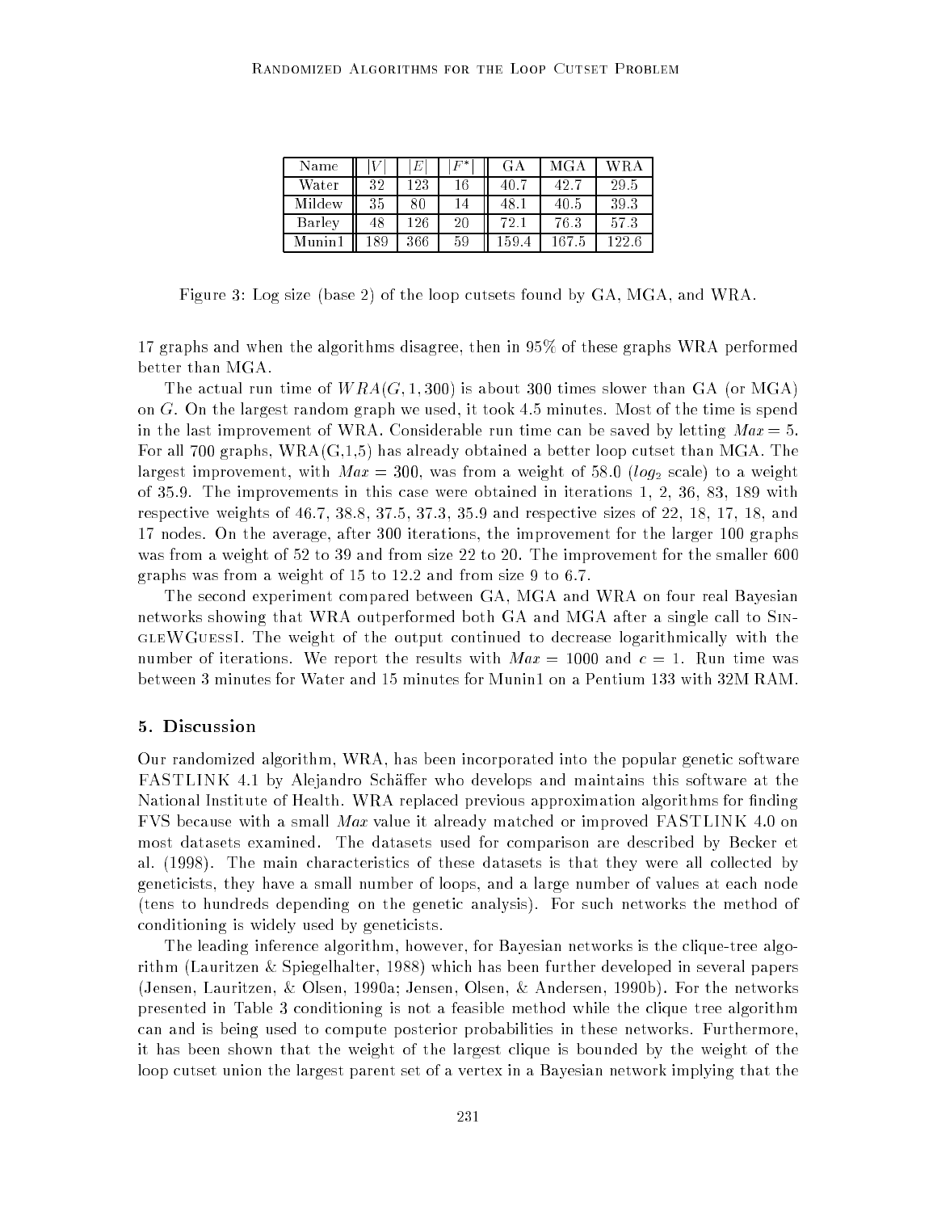| Name | $\|V\|$ | $\|E\|$ | $\|F^*\|$ | GA | MGA | WRA |
|---|---|---|---|---|---|---|
| Water | 32 | 123 | 16 | 40.7 | 42.7 | 29.5 |
| Mildew | 35 | 80 | 14 | 48.1 | 40.5 | 39.3 |
| Barley | 48 | 126 | 20 | 72.1 | 76.3 | 57.3 |
| Munin1 | 189 | 366 | 59 | 159.4 | 167.5 | 122.6 |

Figure 3: Log size (base 2) of the loop cutsets found by GA, MGA, and WRA.

17 graphs and when the algorithms disagree, then in 95% of these graphs WRA performed better than MGA.

The actual run time of $WRA(G, 1, 300)$ is about 300 times slower than GA (or MGA) on $G$. On the largest random graph we used, it took 4.5 minutes. Most of the time is spend in the last improvement of WRA. Considerable run time can be saved by letting $Max = 5$. For all 700 graphs, WRA(G,1,5) has already obtained a better loop cutset than MGA. The largest improvement, with $Max = 300$, was from a weight of 58.0 ($log_2$ scale) to a weight of 35.9. The improvements in this case were obtained in iterations 1, 2, 36, 83, 189 with respective weights of 46.7, 38.8, 37.5, 37.3, 35.9 and respective sizes of 22, 18, 17, 18, and 17 nodes. On the average, after 300 iterations, the improvement for the larger 100 graphs was from a weight of 52 to 39 and from size 22 to 20. The improvement for the smaller 600 graphs was from a weight of 15 to 12.2 and from size 9 to 6.7.

The second experiment compared between GA, MGA and WRA on four real Bayesian networks showing that WRA outperformed both GA and MGA after a single call to SingleWGuessI. The weight of the output continued to decrease logarithmically with the number of iterations. We report the results with $Max = 1000$ and $c = 1$. Run time was between 3 minutes for Water and 15 minutes for Munin1 on a Pentium 133 with 32M RAM.

## 5. Discussion

Our randomized algorithm, WRA, has been incorporated into the popular genetic software FASTLINK 4.1 by Alejandro Schäffer who develops and maintains this software at the National Institute of Health. WRA replaced previous approximation algorithms for finding FVS because with a small *Max* value it already matched or improved FASTLINK 4.0 on most datasets examined. The datasets used for comparison are described by Becker et al. (1998). The main characteristics of these datasets is that they were all collected by geneticists, they have a small number of loops, and a large number of values at each node (tens to hundreds depending on the genetic analysis). For such networks the method of conditioning is widely used by geneticists.

The leading inference algorithm, however, for Bayesian networks is the clique-tree algorithm (Lauritzen & Spiegelhalter, 1988) which has been further developed in several papers (Jensen, Lauritzen, & Olsen, 1990a; Jensen, Olsen, & Andersen, 1990b). For the networks presented in Table 3 conditioning is not a feasible method while the clique tree algorithm can and is being used to compute posterior probabilities in these networks. Furthermore, it has been shown that the weight of the largest clique is bounded by the weight of the loop cutset union the largest parent set of a vertex in a Bayesian network implying that the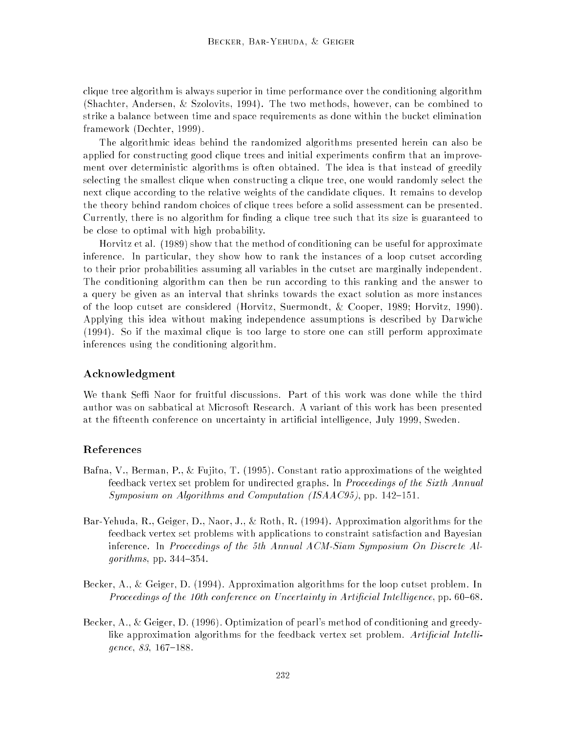clique tree algorithm is always superior in time performance over the conditioning algorithm (Shachter, Andersen, & Szolovits, 1994). The two methods, however, can be combined to strike a balance between time and space requirements as done within the bucket elimination framework (Dechter, 1999).

The algorithmic ideas behind the randomized algorithms presented herein can also be applied for constructing good clique trees and initial experiments confirm that an improvement over deterministic algorithms is often obtained. The idea is that instead of greedily selecting the smallest clique when constructing a clique tree, one would randomly select the next clique according to the relative weights of the candidate cliques. It remains to develop the theory behind random choices of clique trees before a solid assessment can be presented. Currently, there is no algorithm for finding a clique tree such that its size is guaranteed to be close to optimal with high probability.

Horvitz et al. (1989) show that the method of conditioning can be useful for approximate inference. In particular, they show how to rank the instances of a loop cutset according to their prior probabilities assuming all variables in the cutset are marginally independent. The conditioning algorithm can then be run according to this ranking and the answer to a query be given as an interval that shrinks towards the exact solution as more instances of the loop cutset are considered (Horvitz, Suermondt, & Cooper, 1989; Horvitz, 1990). Applying this idea without making independence assumptions is described by Darwiche (1994). So if the maximal clique is too large to store one can still perform approximate inferences using the conditioning algorithm.

## Acknowledgment

We thank Seffi Naor for fruitful discussions. Part of this work was done while the third author was on sabbatical at Microsoft Research. A variant of this work has been presented at the fifteenth conference on uncertainty in artificial intelligence, July 1999, Sweden.

## References

Bafna, V., Berman, P., & Fujito, T. (1995). Constant ratio approximations of the weighted feedback vertex set problem for undirected graphs. In *Proceedings of the Sixth Annual Symposium on Algorithms and Computation (ISAAC95)*, pp. 142–151.

Bar-Yehuda, R., Geiger, D., Naor, J., & Roth, R. (1994). Approximation algorithms for the feedback vertex set problems with applications to constraint satisfaction and Bayesian inference. In *Proceedings of the 5th Annual ACM-Siam Symposium On Discrete Algorithms*, pp. 344–354.

Becker, A., & Geiger, D. (1994). Approximation algorithms for the loop cutset problem. In *Proceedings of the 10th conference on Uncertainty in Artificial Intelligence*, pp. 60–68.

Becker, A., & Geiger, D. (1996). Optimization of pearl's method of conditioning and greedy-like approximation algorithms for the feedback vertex set problem. *Artificial Intelligence*, *83*, 167–188.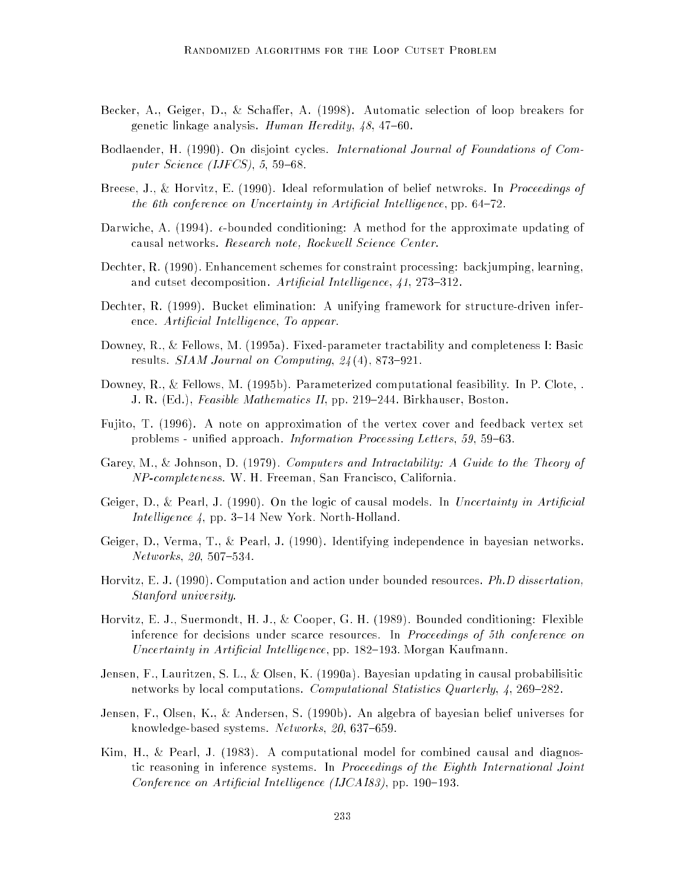Becker, A., Geiger, D., & Schaffer, A. (1998). Automatic selection of loop breakers for genetic linkage analysis. *Human Heredity*, *48*, 47–60.

Bodlaender, H. (1990). On disjoint cycles. *International Journal of Foundations of Computer Science (IJFCS)*, *5*, 59–68.

Breese, J., & Horvitz, E. (1990). Ideal reformulation of belief netwroks. In *Proceedings of the 6th conference on Uncertainty in Artificial Intelligence*, pp. 64–72.

Darwiche, A. (1994). $\epsilon$-bounded conditioning: A method for the approximate updating of causal networks. *Research note, Rockwell Science Center*.

Dechter, R. (1990). Enhancement schemes for constraint processing: backjumping, learning, and cutset decomposition. *Artificial Intelligence*, *41*, 273–312.

Dechter, R. (1999). Bucket elimination: A unifying framework for structure-driven inference. *Artificial Intelligence, To appear*.

Downey, R., & Fellows, M. (1995a). Fixed-parameter tractability and completeness I: Basic results. *SIAM Journal on Computing*, *24*(4), 873–921.

Downey, R., & Fellows, M. (1995b). Parameterized computational feasibility. In P. Clote, . J. R. (Ed.), *Feasible Mathematics II*, pp. 219–244. Birkhauser, Boston.

Fujito, T. (1996). A note on approximation of the vertex cover and feedback vertex set problems - unified approach. *Information Processing Letters*, *59*, 59–63.

Garey, M., & Johnson, D. (1979). *Computers and Intractability: A Guide to the Theory of NP-completeness*. W. H. Freeman, San Francisco, California.

Geiger, D., & Pearl, J. (1990). On the logic of causal models. In *Uncertainty in Artificial Intelligence 4*, pp. 3–14 New York. North-Holland.

Geiger, D., Verma, T., & Pearl, J. (1990). Identifying independence in bayesian networks. *Networks*, *20*, 507–534.

Horvitz, E. J. (1990). Computation and action under bounded resources. *Ph.D dissertation, Stanford university*.

Horvitz, E. J., Suermondt, H. J., & Cooper, G. H. (1989). Bounded conditioning: Flexible inference for decisions under scarce resources. In *Proceedings of 5th conference on Uncertainty in Artificial Intelligence*, pp. 182–193. Morgan Kaufmann.

Jensen, F., Lauritzen, S. L., & Olsen, K. (1990a). Bayesian updating in causal probabilisitic networks by local computations. *Computational Statistics Quarterly*, *4*, 269–282.

Jensen, F., Olsen, K., & Andersen, S. (1990b). An algebra of bayesian belief universes for knowledge-based systems. *Networks*, *20*, 637–659.

Kim, H., & Pearl, J. (1983). A computational model for combined causal and diagnostic reasoning in inference systems. In *Proceedings of the Eighth International Joint Conference on Artificial Intelligence (IJCAI83)*, pp. 190–193.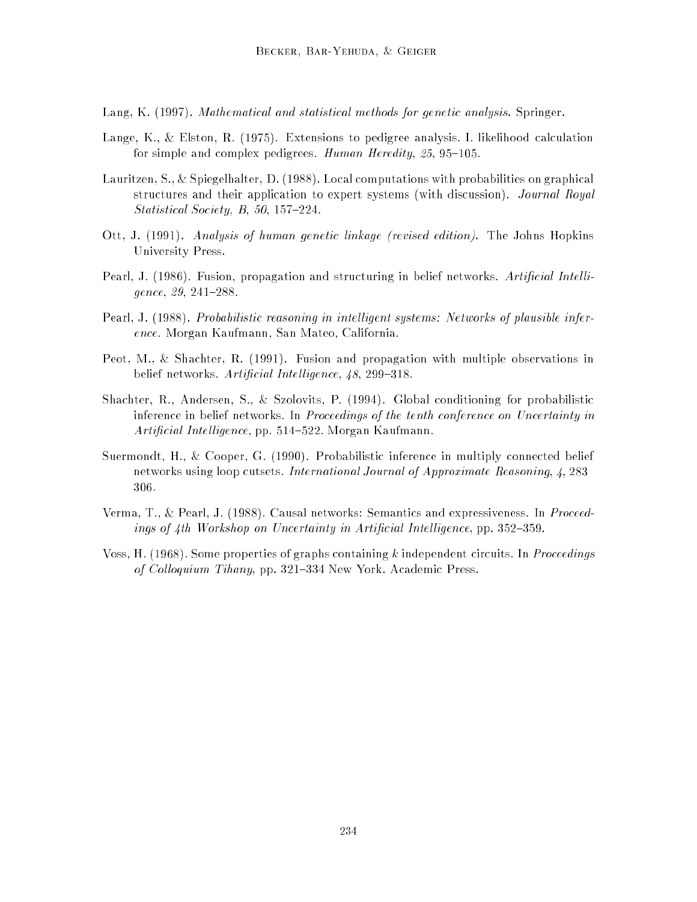Lang, K. (1997). *Mathematical and statistical methods for genetic analysis*. Springer.

Lange, K., & Elston, R. (1975). Extensions to pedigree analysis. I. likelihood calculation for simple and complex pedigrees. *Human Heredity*, *25*, 95–105.

Lauritzen, S., & Spiegelhalter, D. (1988). Local computations with probabilities on graphical structures and their application to expert systems (with discussion). *Journal Royal Statistical Society, B*, *50*, 157–224.

Ott, J. (1991). *Analysis of human genetic linkage (revised edition)*. The Johns Hopkins University Press.

Pearl, J. (1986). Fusion, propagation and structuring in belief networks. *Artificial Intelligence*, *29*, 241–288.

Pearl, J. (1988). *Probabilistic reasoning in intelligent systems: Networks of plausible inference*. Morgan Kaufmann, San Mateo, California.

Peot, M., & Shachter, R. (1991). Fusion and propagation with multiple observations in belief networks. *Artificial Intelligence*, *48*, 299–318.

Shachter, R., Andersen, S., & Szolovits, P. (1994). Global conditioning for probabilistic inference in belief networks. In *Proceedings of the tenth conference on Uncertainty in Artificial Intelligence*, pp. 514–522. Morgan Kaufmann.

Suermondt, H., & Cooper, G. (1990). Probabilistic inference in multiply connected belief networks using loop cutsets. *International Journal of Approximate Reasoning*, *4*, 283 306.

Verma, T., & Pearl, J. (1988). Causal networks: Semantics and expressiveness. In *Proceedings of 4th Workshop on Uncertainty in Artificial Intelligence*, pp. 352–359.

Voss, H. (1968). Some properties of graphs containing $k$ independent circuits. In *Proceedings of Colloquium Tihany*, pp. 321–334 New York. Academic Press.